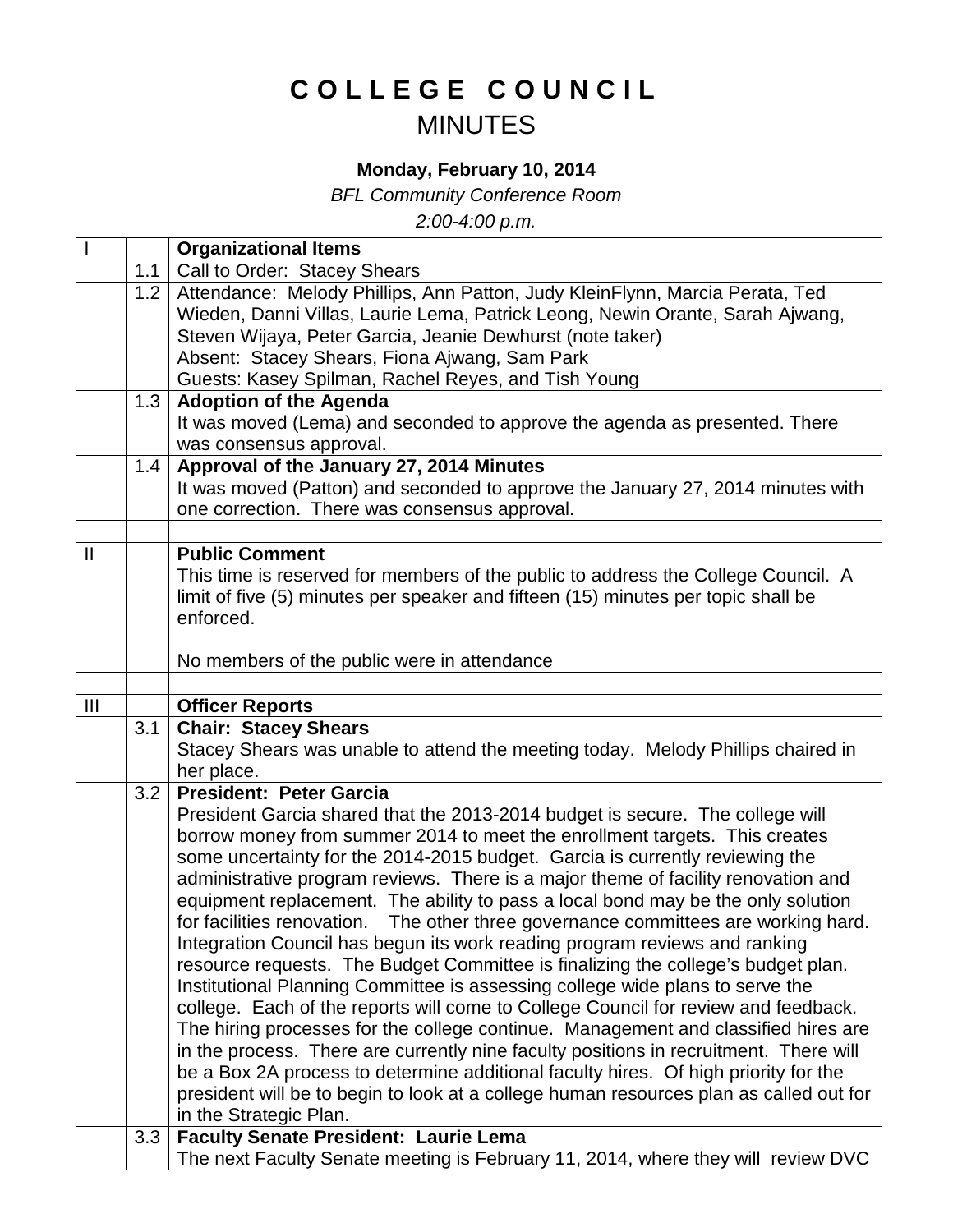# COLLEGE COUNCIL

## MINUTES

**Monday, February 10, 2014**

*BFL Community Conference Room*

*2:00-4:00 p.m.*

| | | |
|---|---|---|
| I | | **Organizational Items** |
| | 1.1 | Call to Order: Stacey Shears |
| | 1.2 | Attendance: Melody Phillips, Ann Patton, Judy KleinFlynn, Marcia Perata, Ted Wieden, Danni Villas, Laurie Lema, Patrick Leong, Newin Orante, Sarah Ajwang, Steven Wijaya, Peter Garcia, Jeanie Dewhurst (note taker)<br>Absent: Stacey Shears, Fiona Ajwang, Sam Park<br>Guests: Kasey Spilman, Rachel Reyes, and Tish Young |
| | 1.3 | **Adoption of the Agenda**<br>It was moved (Lema) and seconded to approve the agenda as presented. There was consensus approval. |
| | 1.4 | **Approval of the January 27, 2014 Minutes**<br>It was moved (Patton) and seconded to approve the January 27, 2014 minutes with one correction. There was consensus approval. |
| | | |
| II | | **Public Comment**<br>This time is reserved for members of the public to address the College Council. A limit of five (5) minutes per speaker and fifteen (15) minutes per topic shall be enforced.<br><br>No members of the public were in attendance |
| | | |
| III | | **Officer Reports** |
| | 3.1 | **Chair: Stacey Shears**<br>Stacey Shears was unable to attend the meeting today. Melody Phillips chaired in her place. |
| | 3.2 | **President: Peter Garcia**<br>President Garcia shared that the 2013-2014 budget is secure. The college will borrow money from summer 2014 to meet the enrollment targets. This creates some uncertainty for the 2014-2015 budget. Garcia is currently reviewing the administrative program reviews. There is a major theme of facility renovation and equipment replacement. The ability to pass a local bond may be the only solution for facilities renovation. The other three governance committees are working hard. Integration Council has begun its work reading program reviews and ranking resource requests. The Budget Committee is finalizing the college's budget plan. Institutional Planning Committee is assessing college wide plans to serve the college. Each of the reports will come to College Council for review and feedback. The hiring processes for the college continue. Management and classified hires are in the process. There are currently nine faculty positions in recruitment. There will be a Box 2A process to determine additional faculty hires. Of high priority for the president will be to begin to look at a college human resources plan as called out for in the Strategic Plan. |
| | 3.3 | **Faculty Senate President: Laurie Lema**<br>The next Faculty Senate meeting is February 11, 2014, where they will review DVC |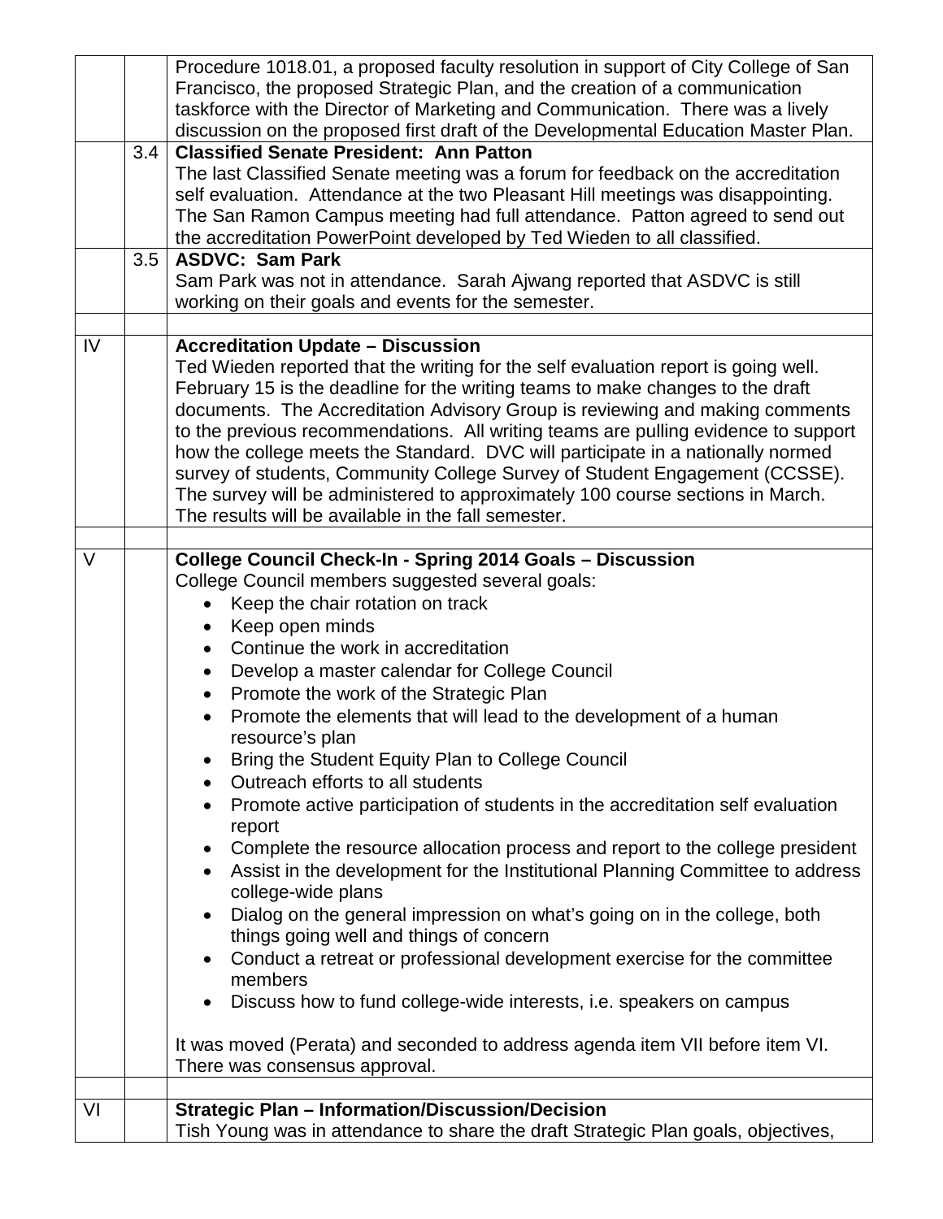| | | |
|---|---|---|
| | | Procedure 1018.01, a proposed faculty resolution in support of City College of San Francisco, the proposed Strategic Plan, and the creation of a communication taskforce with the Director of Marketing and Communication. There was a lively discussion on the proposed first draft of the Developmental Education Master Plan. |
| | 3.4 | **Classified Senate President: Ann Patton**<br>The last Classified Senate meeting was a forum for feedback on the accreditation self evaluation. Attendance at the two Pleasant Hill meetings was disappointing. The San Ramon Campus meeting had full attendance. Patton agreed to send out the accreditation PowerPoint developed by Ted Wieden to all classified. |
| | 3.5 | **ASDVC: Sam Park**<br>Sam Park was not in attendance. Sarah Ajwang reported that ASDVC is still working on their goals and events for the semester. |
| | | |
| IV | | **Accreditation Update – Discussion**<br>Ted Wieden reported that the writing for the self evaluation report is going well. February 15 is the deadline for the writing teams to make changes to the draft documents. The Accreditation Advisory Group is reviewing and making comments to the previous recommendations. All writing teams are pulling evidence to support how the college meets the Standard. DVC will participate in a nationally normed survey of students, Community College Survey of Student Engagement (CCSSE). The survey will be administered to approximately 100 course sections in March. The results will be available in the fall semester. |
| | | |
| V | | **College Council Check-In - Spring 2014 Goals – Discussion**<br>College Council members suggested several goals:<br>• Keep the chair rotation on track<br>• Keep open minds<br>• Continue the work in accreditation<br>• Develop a master calendar for College Council<br>• Promote the work of the Strategic Plan<br>• Promote the elements that will lead to the development of a human resource's plan<br>• Bring the Student Equity Plan to College Council<br>• Outreach efforts to all students<br>• Promote active participation of students in the accreditation self evaluation report<br>• Complete the resource allocation process and report to the college president<br>• Assist in the development for the Institutional Planning Committee to address college-wide plans<br>• Dialog on the general impression on what's going on in the college, both things going well and things of concern<br>• Conduct a retreat or professional development exercise for the committee members<br>• Discuss how to fund college-wide interests, i.e. speakers on campus<br><br>It was moved (Perata) and seconded to address agenda item VII before item VI. There was consensus approval. |
| | | |
| VI | | **Strategic Plan – Information/Discussion/Decision**<br>Tish Young was in attendance to share the draft Strategic Plan goals, objectives, |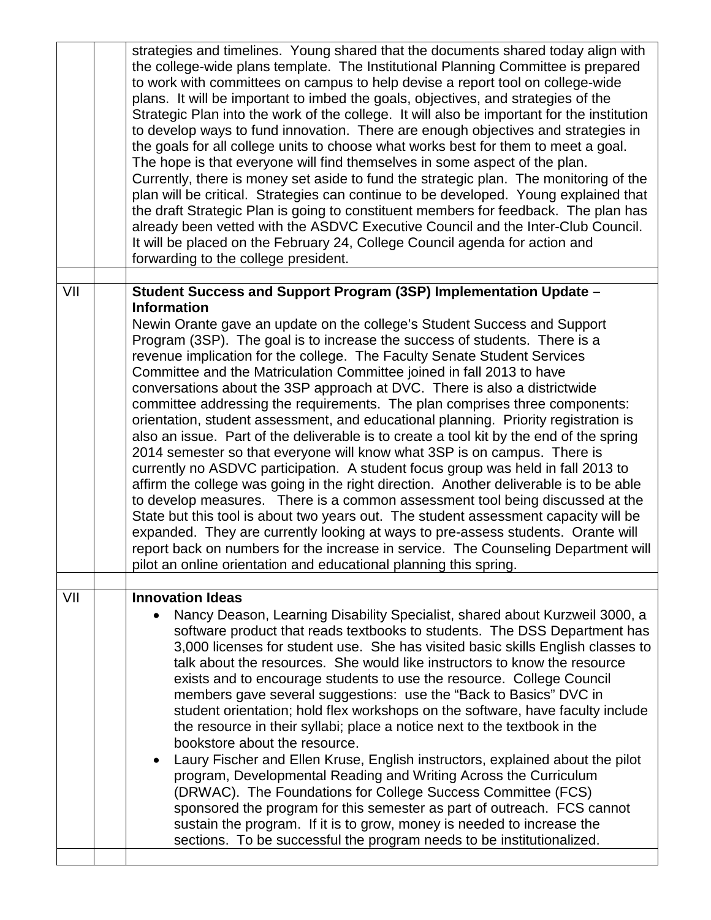| | | |
|---|---|---|
| | | strategies and timelines. Young shared that the documents shared today align with the college-wide plans template. The Institutional Planning Committee is prepared to work with committees on campus to help devise a report tool on college-wide plans. It will be important to imbed the goals, objectives, and strategies of the Strategic Plan into the work of the college. It will also be important for the institution to develop ways to fund innovation. There are enough objectives and strategies in the goals for all college units to choose what works best for them to meet a goal. The hope is that everyone will find themselves in some aspect of the plan. Currently, there is money set aside to fund the strategic plan. The monitoring of the plan will be critical. Strategies can continue to be developed. Young explained that the draft Strategic Plan is going to constituent members for feedback. The plan has already been vetted with the ASDVC Executive Council and the Inter-Club Council. It will be placed on the February 24, College Council agenda for action and forwarding to the college president. |
| | | |
| VII | | **Student Success and Support Program (3SP) Implementation Update – Information**<br>Newin Orante gave an update on the college's Student Success and Support Program (3SP). The goal is to increase the success of students. There is a revenue implication for the college. The Faculty Senate Student Services Committee and the Matriculation Committee joined in fall 2013 to have conversations about the 3SP approach at DVC. There is also a districtwide committee addressing the requirements. The plan comprises three components: orientation, student assessment, and educational planning. Priority registration is also an issue. Part of the deliverable is to create a tool kit by the end of the spring 2014 semester so that everyone will know what 3SP is on campus. There is currently no ASDVC participation. A student focus group was held in fall 2013 to affirm the college was going in the right direction. Another deliverable is to be able to develop measures. There is a common assessment tool being discussed at the State but this tool is about two years out. The student assessment capacity will be expanded. They are currently looking at ways to pre-assess students. Orante will report back on numbers for the increase in service. The Counseling Department will pilot an online orientation and educational planning this spring. |
| | | |
| VII | | **Innovation Ideas**<br>• Nancy Deason, Learning Disability Specialist, shared about Kurzweil 3000, a software product that reads textbooks to students. The DSS Department has 3,000 licenses for student use. She has visited basic skills English classes to talk about the resources. She would like instructors to know the resource exists and to encourage students to use the resource. College Council members gave several suggestions: use the "Back to Basics" DVC in student orientation; hold flex workshops on the software, have faculty include the resource in their syllabi; place a notice next to the textbook in the bookstore about the resource.<br>• Laury Fischer and Ellen Kruse, English instructors, explained about the pilot program, Developmental Reading and Writing Across the Curriculum (DRWAC). The Foundations for College Success Committee (FCS) sponsored the program for this semester as part of outreach. FCS cannot sustain the program. If it is to grow, money is needed to increase the sections. To be successful the program needs to be institutionalized. |
| | | |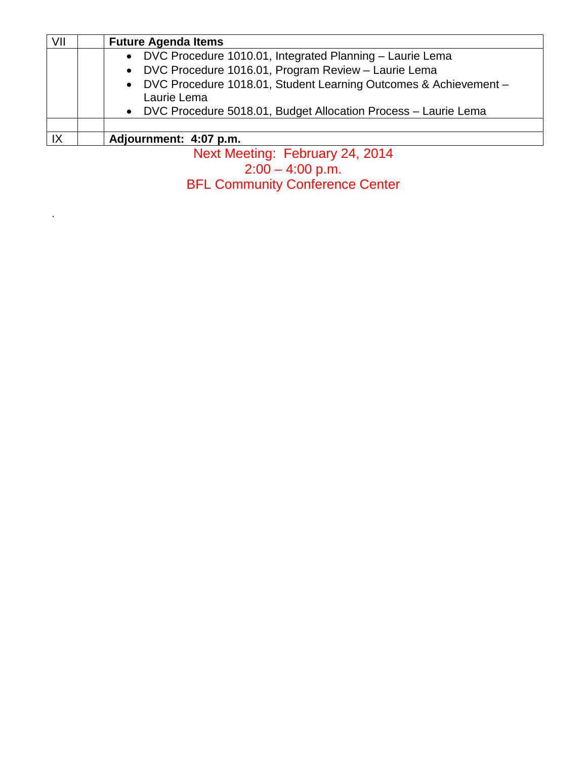| | | |
|---|---|---|
| VII | | **Future Agenda Items** |
| | | • DVC Procedure 1010.01, Integrated Planning – Laurie Lema<br>• DVC Procedure 1016.01, Program Review – Laurie Lema<br>• DVC Procedure 1018.01, Student Learning Outcomes & Achievement – Laurie Lema<br>• DVC Procedure 5018.01, Budget Allocation Process – Laurie Lema |
| | | |
| IX | | **Adjournment: 4:07 p.m.** |

Next Meeting: February 24, 2014
2:00 – 4:00 p.m.
BFL Community Conference Center

.